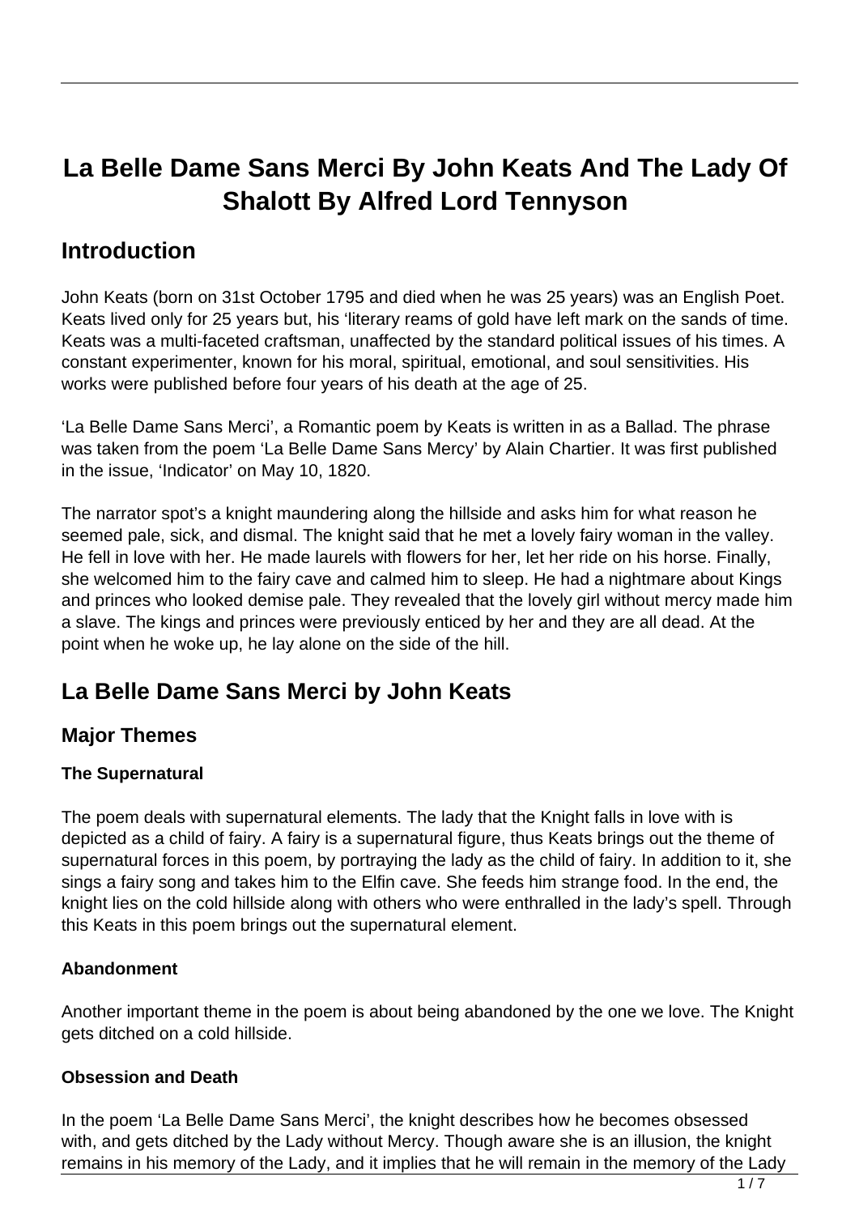# La Belle Dame Sans Merci By John Keats And The Lady Of Shalott By Alfred Lord Tennyson

## Introduction

John Keats (born on 31st October 1795 and died when he was 25 years) was an English Poet. Keats lived only for 25 years but, his 'literary reams of gold have left mark on the sands of time. Keats was a multi-faceted craftsman, unaffected by the standard political issues of his times. A constant experimenter, known for his moral, spiritual, emotional, and soul sensitivities. His works were published before four years of his death at the age of 25.

'La Belle Dame Sans Merci', a Romantic poem by Keats is written in as a Ballad. The phrase was taken from the poem 'La Belle Dame Sans Mercy' by Alain Chartier. It was first published in the issue, 'Indicator' on May 10, 1820.

The narrator spot's a knight maundering along the hillside and asks him for what reason he seemed pale, sick, and dismal. The knight said that he met a lovely fairy woman in the valley. He fell in love with her. He made laurels with flowers for her, let her ride on his horse. Finally, she welcomed him to the fairy cave and calmed him to sleep. He had a nightmare about Kings and princes who looked demise pale. They revealed that the lovely girl without mercy made him a slave. The kings and princes were previously enticed by her and they are all dead. At the point when he woke up, he lay alone on the side of the hill.

## La Belle Dame Sans Merci by John Keats

### Major Themes

#### The Supernatural

The poem deals with supernatural elements. The lady that the Knight falls in love with is depicted as a child of fairy. A fairy is a supernatural figure, thus Keats brings out the theme of supernatural forces in this poem, by portraying the lady as the child of fairy. In addition to it, she sings a fairy song and takes him to the Elfin cave. She feeds him strange food. In the end, the knight lies on the cold hillside along with others who were enthralled in the lady's spell. Through this Keats in this poem brings out the supernatural element.

#### Abandonment

Another important theme in the poem is about being abandoned by the one we love. The Knight gets ditched on a cold hillside.

#### Obsession and Death

In the poem 'La Belle Dame Sans Merci', the knight describes how he becomes obsessed with, and gets ditched by the Lady without Mercy. Though aware she is an illusion, the knight remains in his memory of the Lady, and it implies that he will remain in the memory of the Lady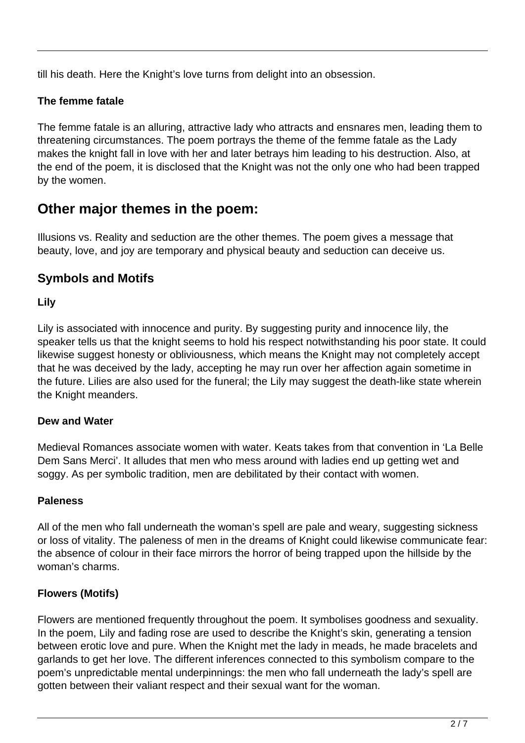till his death. Here the Knight's love turns from delight into an obsession.

**The femme fatale**

The femme fatale is an alluring, attractive lady who attracts and ensnares men, leading them to threatening circumstances. The poem portrays the theme of the femme fatale as the Lady makes the knight fall in love with her and later betrays him leading to his destruction. Also, at the end of the poem, it is disclosed that the Knight was not the only one who had been trapped by the women.

## Other major themes in the poem:

Illusions vs. Reality and seduction are the other themes. The poem gives a message that beauty, love, and joy are temporary and physical beauty and seduction can deceive us.

### Symbols and Motifs

**Lily**

Lily is associated with innocence and purity. By suggesting purity and innocence lily, the speaker tells us that the knight seems to hold his respect notwithstanding his poor state. It could likewise suggest honesty or obliviousness, which means the Knight may not completely accept that he was deceived by the lady, accepting he may run over her affection again sometime in the future. Lilies are also used for the funeral; the Lily may suggest the death-like state wherein the Knight meanders.

**Dew and Water**

Medieval Romances associate women with water. Keats takes from that convention in 'La Belle Dem Sans Merci'. It alludes that men who mess around with ladies end up getting wet and soggy. As per symbolic tradition, men are debilitated by their contact with women.

**Paleness**

All of the men who fall underneath the woman's spell are pale and weary, suggesting sickness or loss of vitality. The paleness of men in the dreams of Knight could likewise communicate fear: the absence of colour in their face mirrors the horror of being trapped upon the hillside by the woman's charms.

**Flowers (Motifs)**

Flowers are mentioned frequently throughout the poem. It symbolises goodness and sexuality. In the poem, Lily and fading rose are used to describe the Knight's skin, generating a tension between erotic love and pure. When the Knight met the lady in meads, he made bracelets and garlands to get her love. The different inferences connected to this symbolism compare to the poem's unpredictable mental underpinnings: the men who fall underneath the lady's spell are gotten between their valiant respect and their sexual want for the woman.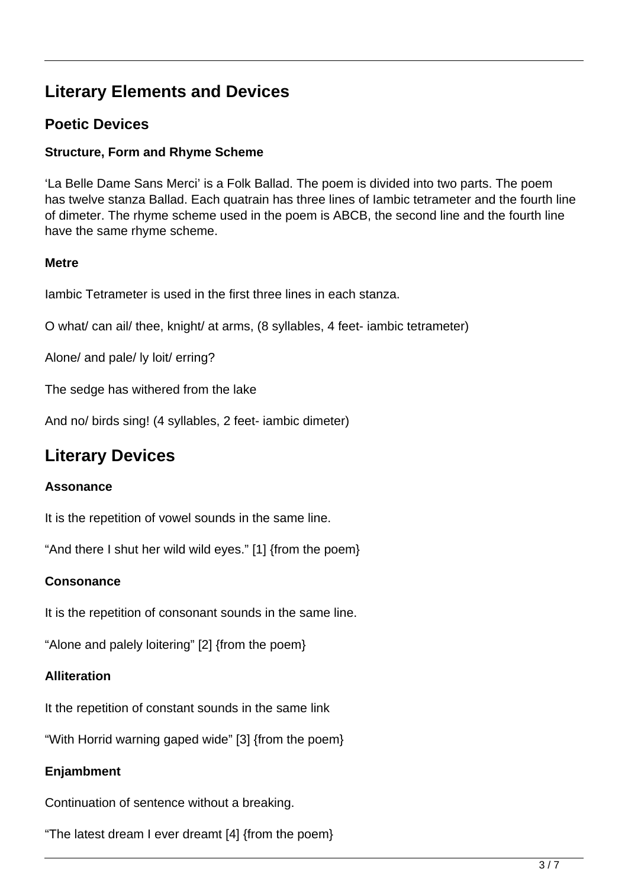# Literary Elements and Devices

## Poetic Devices

### Structure, Form and Rhyme Scheme

'La Belle Dame Sans Merci' is a Folk Ballad. The poem is divided into two parts. The poem has twelve stanza Ballad. Each quatrain has three lines of Iambic tetrameter and the fourth line of dimeter. The rhyme scheme used in the poem is ABCB, the second line and the fourth line have the same rhyme scheme.

### Metre

Iambic Tetrameter is used in the first three lines in each stanza.

O what/ can ail/ thee, knight/ at arms, (8 syllables, 4 feet- iambic tetrameter)

Alone/ and pale/ ly loit/ erring?

The sedge has withered from the lake

And no/ birds sing! (4 syllables, 2 feet- iambic dimeter)

# Literary Devices

### Assonance

It is the repetition of vowel sounds in the same line.

"And there I shut her wild wild eyes." [1] {from the poem}

### Consonance

It is the repetition of consonant sounds in the same line.

"Alone and palely loitering" [2] {from the poem}

### Alliteration

It the repetition of constant sounds in the same link

"With Horrid warning gaped wide" [3] {from the poem}

### Enjambment

Continuation of sentence without a breaking.

"The latest dream I ever dreamt [4] {from the poem}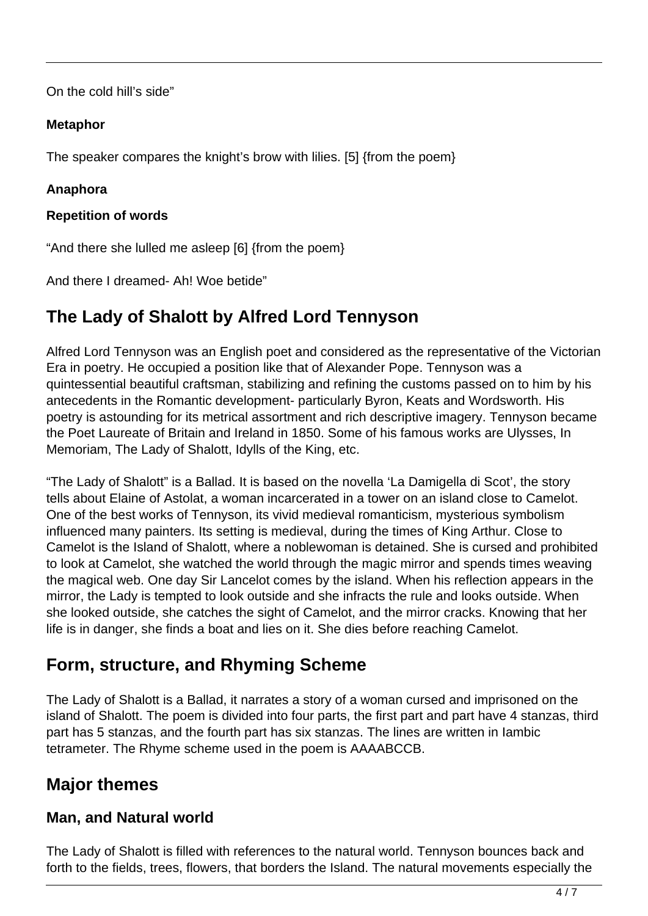On the cold hill's side"

**Metaphor**

The speaker compares the knight's brow with lilies. [5] {from the poem}

**Anaphora**

**Repetition of words**

"And there she lulled me asleep [6] {from the poem}

And there I dreamed- Ah! Woe betide"

## The Lady of Shalott by Alfred Lord Tennyson

Alfred Lord Tennyson was an English poet and considered as the representative of the Victorian Era in poetry. He occupied a position like that of Alexander Pope. Tennyson was a quintessential beautiful craftsman, stabilizing and refining the customs passed on to him by his antecedents in the Romantic development- particularly Byron, Keats and Wordsworth. His poetry is astounding for its metrical assortment and rich descriptive imagery. Tennyson became the Poet Laureate of Britain and Ireland in 1850. Some of his famous works are Ulysses, In Memoriam, The Lady of Shalott, Idylls of the King, etc.

"The Lady of Shalott" is a Ballad. It is based on the novella 'La Damigella di Scot', the story tells about Elaine of Astolat, a woman incarcerated in a tower on an island close to Camelot. One of the best works of Tennyson, its vivid medieval romanticism, mysterious symbolism influenced many painters. Its setting is medieval, during the times of King Arthur. Close to Camelot is the Island of Shalott, where a noblewoman is detained. She is cursed and prohibited to look at Camelot, she watched the world through the magic mirror and spends times weaving the magical web. One day Sir Lancelot comes by the island. When his reflection appears in the mirror, the Lady is tempted to look outside and she infracts the rule and looks outside. When she looked outside, she catches the sight of Camelot, and the mirror cracks. Knowing that her life is in danger, she finds a boat and lies on it. She dies before reaching Camelot.

## Form, structure, and Rhyming Scheme

The Lady of Shalott is a Ballad, it narrates a story of a woman cursed and imprisoned on the island of Shalott. The poem is divided into four parts, the first part and part have 4 stanzas, third part has 5 stanzas, and the fourth part has six stanzas. The lines are written in Iambic tetrameter. The Rhyme scheme used in the poem is AAAABCCB.

## Major themes

### Man, and Natural world

The Lady of Shalott is filled with references to the natural world. Tennyson bounces back and forth to the fields, trees, flowers, that borders the Island. The natural movements especially the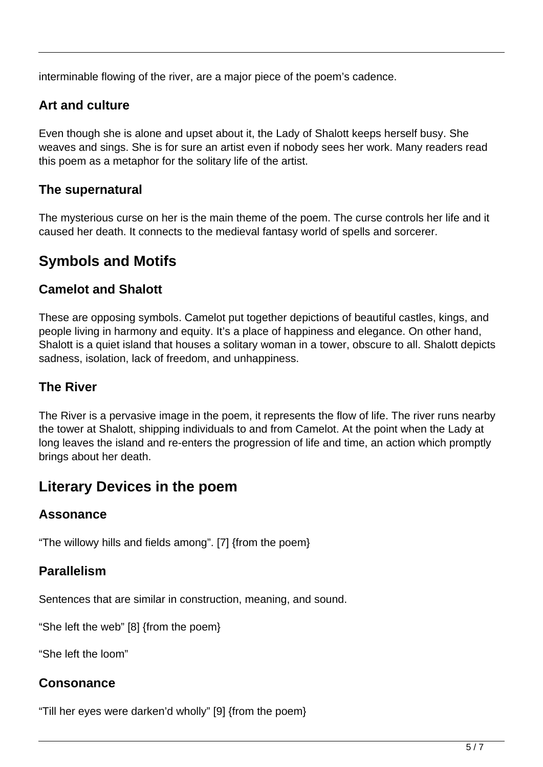interminable flowing of the river, are a major piece of the poem's cadence.

### Art and culture

Even though she is alone and upset about it, the Lady of Shalott keeps herself busy. She weaves and sings. She is for sure an artist even if nobody sees her work. Many readers read this poem as a metaphor for the solitary life of the artist.

### The supernatural

The mysterious curse on her is the main theme of the poem. The curse controls her life and it caused her death. It connects to the medieval fantasy world of spells and sorcerer.

## Symbols and Motifs

### Camelot and Shalott

These are opposing symbols. Camelot put together depictions of beautiful castles, kings, and people living in harmony and equity. It's a place of happiness and elegance. On other hand, Shalott is a quiet island that houses a solitary woman in a tower, obscure to all. Shalott depicts sadness, isolation, lack of freedom, and unhappiness.

### The River

The River is a pervasive image in the poem, it represents the flow of life. The river runs nearby the tower at Shalott, shipping individuals to and from Camelot. At the point when the Lady at long leaves the island and re-enters the progression of life and time, an action which promptly brings about her death.

## Literary Devices in the poem

### Assonance

"The willowy hills and fields among". [7] {from the poem}

### Parallelism

Sentences that are similar in construction, meaning, and sound.

"She left the web" [8] {from the poem}

"She left the loom"

### Consonance

"Till her eyes were darken'd wholly" [9] {from the poem}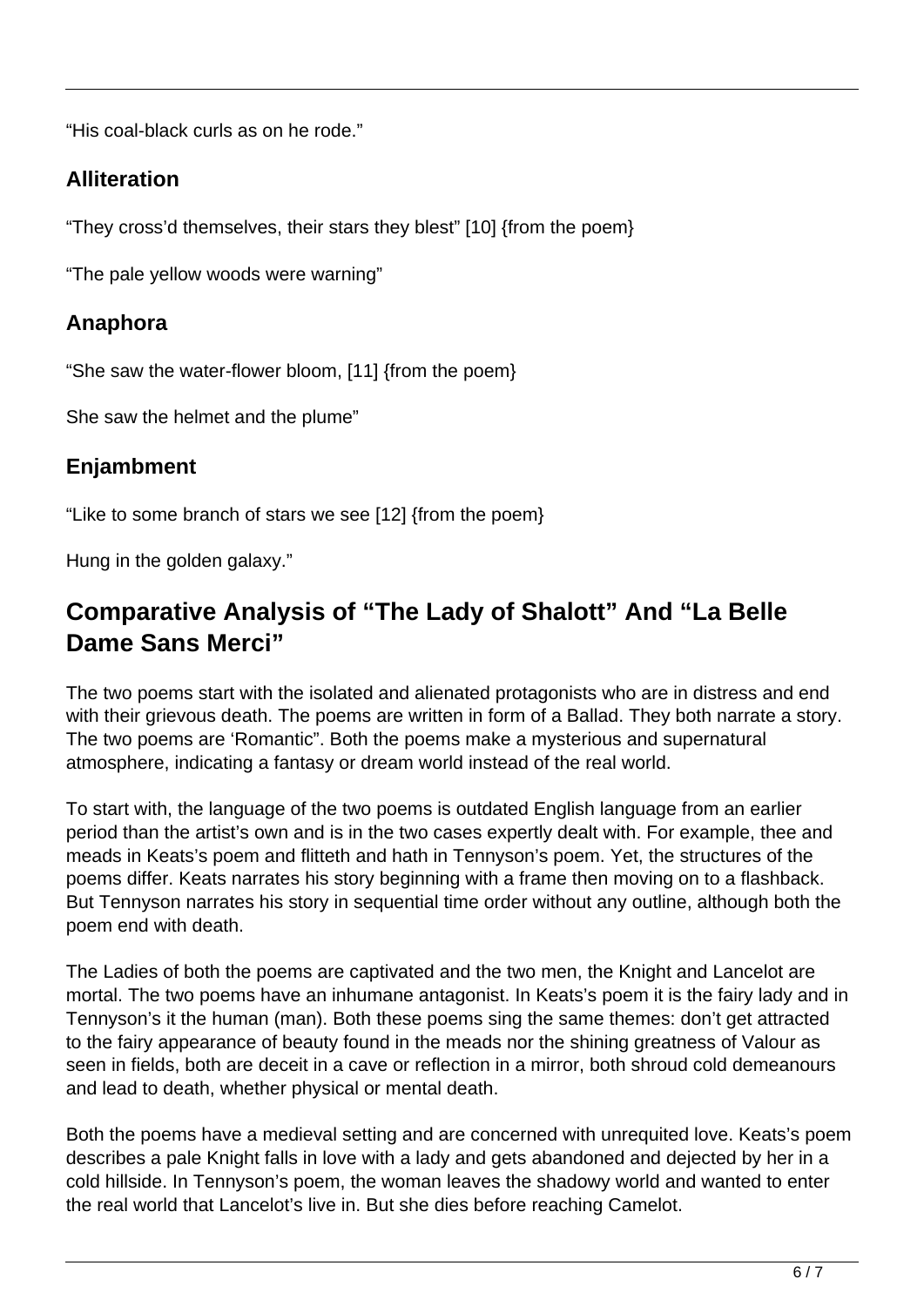"His coal-black curls as on he rode."

### Alliteration

"They cross'd themselves, their stars they blest" [10] {from the poem}

"The pale yellow woods were warning"

### Anaphora

"She saw the water-flower bloom, [11] {from the poem}

She saw the helmet and the plume"

### Enjambment

"Like to some branch of stars we see [12] {from the poem}

Hung in the golden galaxy."

## Comparative Analysis of "The Lady of Shalott" And "La Belle Dame Sans Merci"

The two poems start with the isolated and alienated protagonists who are in distress and end with their grievous death. The poems are written in form of a Ballad. They both narrate a story. The two poems are 'Romantic". Both the poems make a mysterious and supernatural atmosphere, indicating a fantasy or dream world instead of the real world.

To start with, the language of the two poems is outdated English language from an earlier period than the artist's own and is in the two cases expertly dealt with. For example, thee and meads in Keats's poem and flitteth and hath in Tennyson's poem. Yet, the structures of the poems differ. Keats narrates his story beginning with a frame then moving on to a flashback. But Tennyson narrates his story in sequential time order without any outline, although both the poem end with death.

The Ladies of both the poems are captivated and the two men, the Knight and Lancelot are mortal. The two poems have an inhumane antagonist. In Keats's poem it is the fairy lady and in Tennyson's it the human (man). Both these poems sing the same themes: don't get attracted to the fairy appearance of beauty found in the meads nor the shining greatness of Valour as seen in fields, both are deceit in a cave or reflection in a mirror, both shroud cold demeanours and lead to death, whether physical or mental death.

Both the poems have a medieval setting and are concerned with unrequited love. Keats's poem describes a pale Knight falls in love with a lady and gets abandoned and dejected by her in a cold hillside. In Tennyson's poem, the woman leaves the shadowy world and wanted to enter the real world that Lancelot's live in. But she dies before reaching Camelot.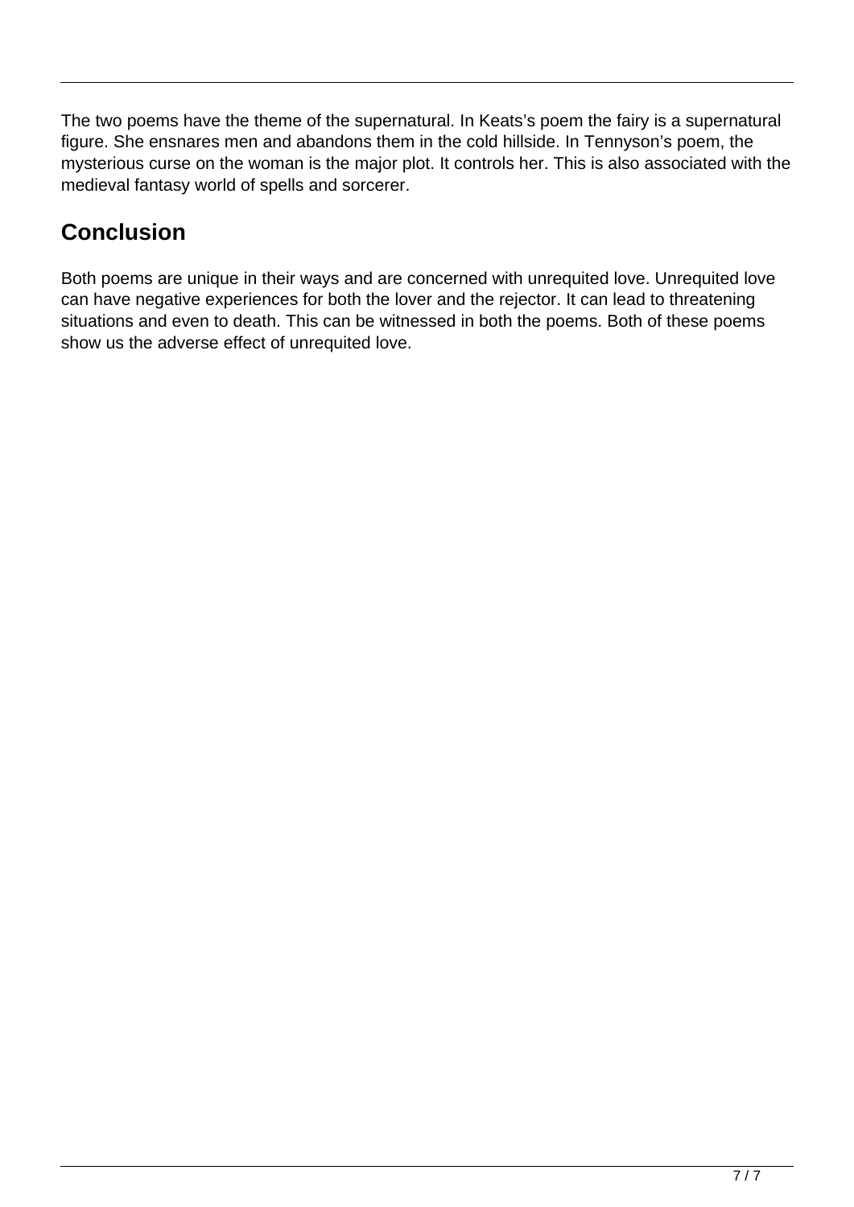The two poems have the theme of the supernatural. In Keats's poem the fairy is a supernatural figure. She ensnares men and abandons them in the cold hillside. In Tennyson's poem, the mysterious curse on the woman is the major plot. It controls her. This is also associated with the medieval fantasy world of spells and sorcerer.

## Conclusion

Both poems are unique in their ways and are concerned with unrequited love. Unrequited love can have negative experiences for both the lover and the rejector. It can lead to threatening situations and even to death. This can be witnessed in both the poems. Both of these poems show us the adverse effect of unrequited love.